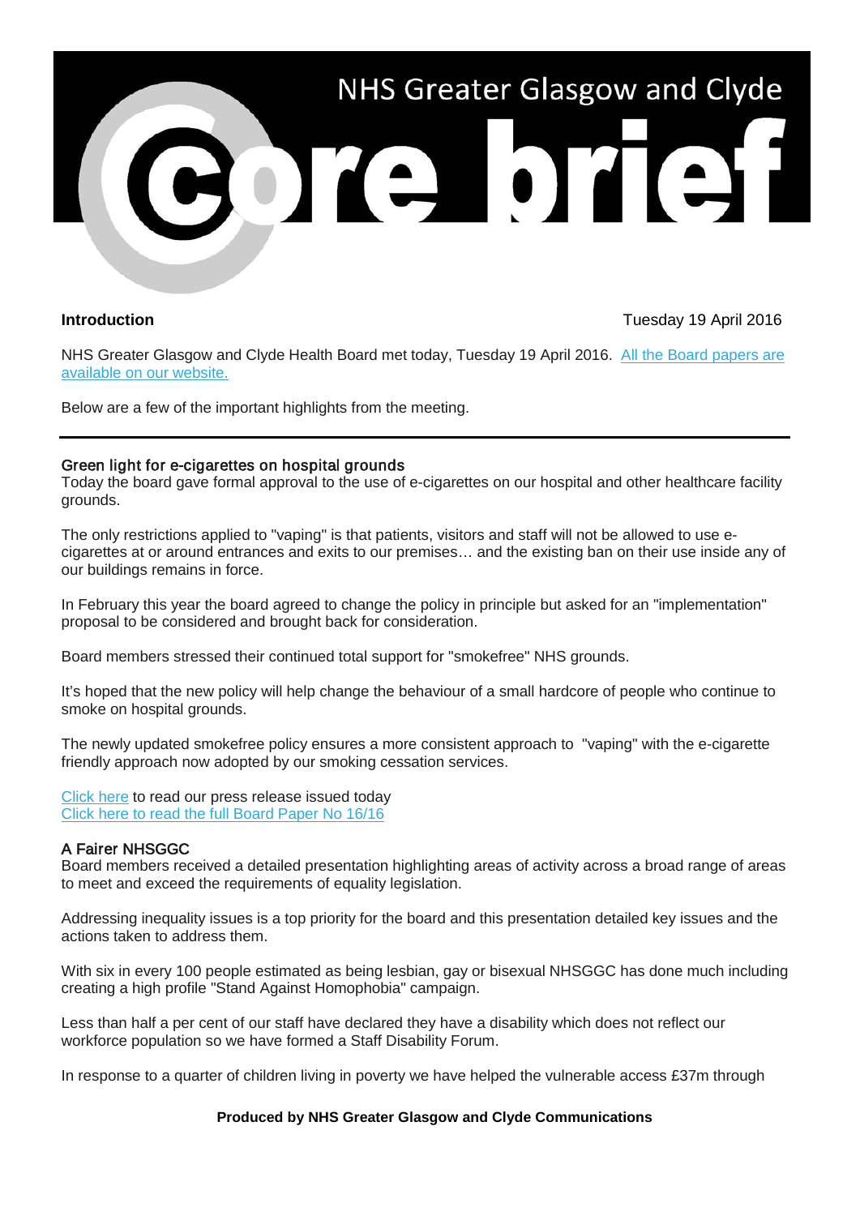# NHS Greater Glasgow and Clyde

# core brief

**Introduction** Tuesday 19 April 2016

NHS Greater Glasgow and Clyde Health Board met today, Tuesday 19 April 2016. [All the Board papers are available on our website.]

Below are a few of the important highlights from the meeting.

---

## Green light for e-cigarettes on hospital grounds

Today the board gave formal approval to the use of e-cigarettes on our hospital and other healthcare facility grounds.

The only restrictions applied to "vaping" is that patients, visitors and staff will not be allowed to use e-cigarettes at or around entrances and exits to our premises… and the existing ban on their use inside any of our buildings remains in force.

In February this year the board agreed to change the policy in principle but asked for an "implementation" proposal to be considered and brought back for consideration.

Board members stressed their continued total support for "smokefree" NHS grounds.

It's hoped that the new policy will help change the behaviour of a small hardcore of people who continue to smoke on hospital grounds.

The newly updated smokefree policy ensures a more consistent approach to "vaping" with the e-cigarette friendly approach now adopted by our smoking cessation services.

[Click here] to read our press release issued today
[Click here to read the full Board Paper No 16/16]

## A Fairer NHSGGC

Board members received a detailed presentation highlighting areas of activity across a broad range of areas to meet and exceed the requirements of equality legislation.

Addressing inequality issues is a top priority for the board and this presentation detailed key issues and the actions taken to address them.

With six in every 100 people estimated as being lesbian, gay or bisexual NHSGGC has done much including creating a high profile "Stand Against Homophobia" campaign.

Less than half a per cent of our staff have declared they have a disability which does not reflect our workforce population so we have formed a Staff Disability Forum.

In response to a quarter of children living in poverty we have helped the vulnerable access £37m through

**Produced by NHS Greater Glasgow and Clyde Communications**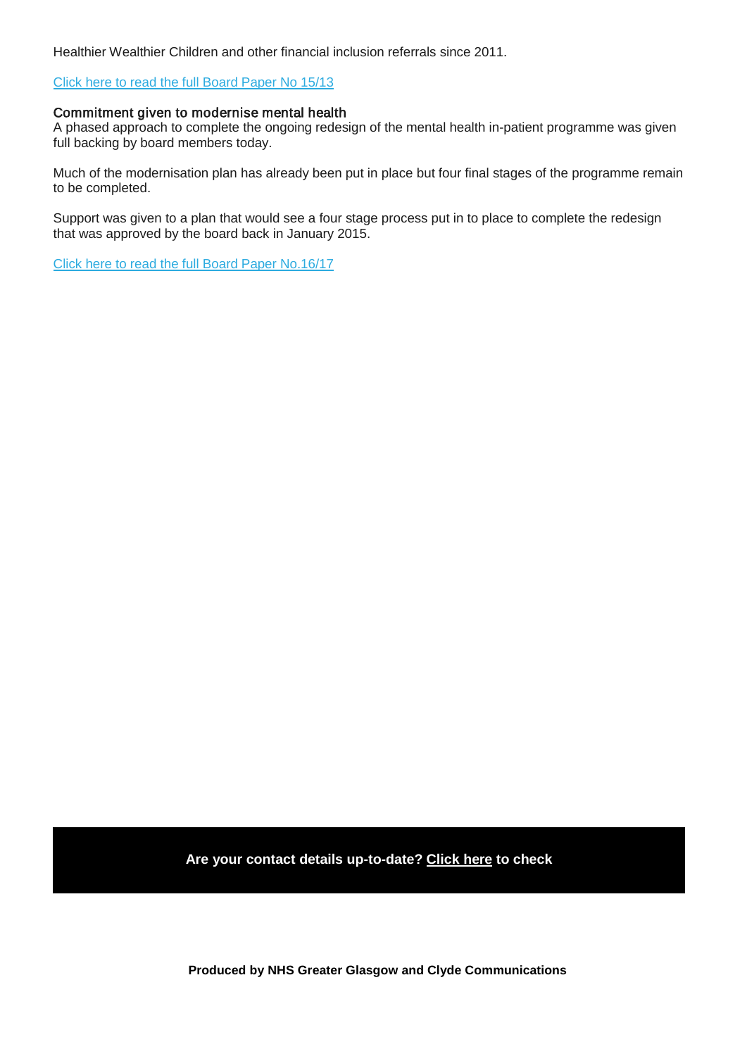Healthier Wealthier Children and other financial inclusion referrals since 2011.

Click here to read the full Board Paper No 15/13

### Commitment given to modernise mental health

A phased approach to complete the ongoing redesign of the mental health in-patient programme was given full backing by board members today.

Much of the modernisation plan has already been put in place but four final stages of the programme remain to be completed.

Support was given to a plan that would see a four stage process put in to place to complete the redesign that was approved by the board back in January 2015.

Click here to read the full Board Paper No.16/17

**Are your contact details up-to-date? Click here to check**

**Produced by NHS Greater Glasgow and Clyde Communications**